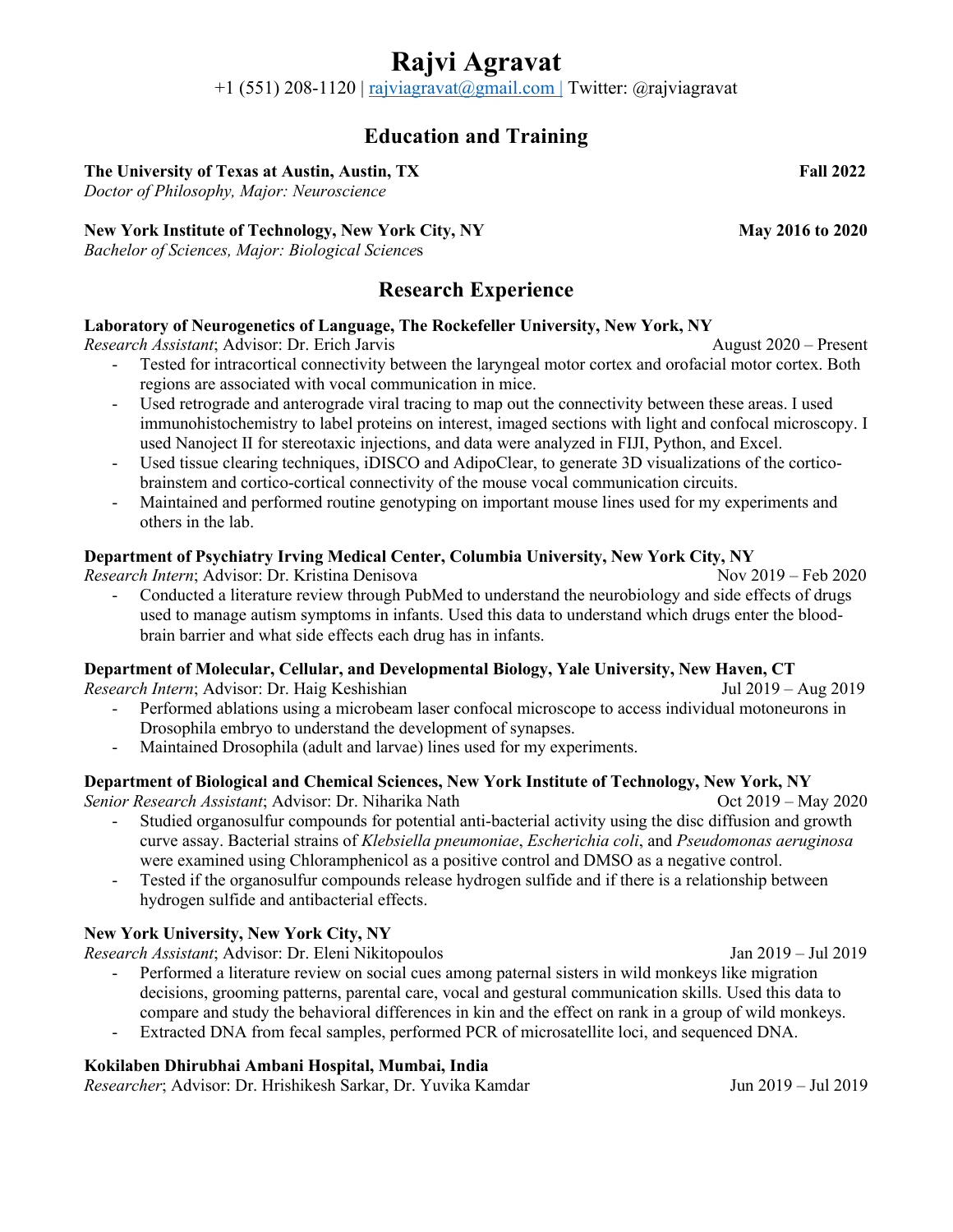# Rajvi Agravat

+1 (551) 208-1120 | rajviagravat@gmail.com | Twitter: @rajviagravat

## Education and Training

**The University of Texas at Austin, Austin, TX** **Fall 2022**
*Doctor of Philosophy, Major: Neuroscience*

**New York Institute of Technology, New York City, NY** **May 2016 to 2020**
*Bachelor of Sciences, Major: Biological Sciences*

## Research Experience

**Laboratory of Neurogenetics of Language, The Rockefeller University, New York, NY**
*Research Assistant*; Advisor: Dr. Erich Jarvis August 2020 – Present

- Tested for intracortical connectivity between the laryngeal motor cortex and orofacial motor cortex. Both regions are associated with vocal communication in mice.
- Used retrograde and anterograde viral tracing to map out the connectivity between these areas. I used immunohistochemistry to label proteins on interest, imaged sections with light and confocal microscopy. I used Nanoject II for stereotaxic injections, and data were analyzed in FIJI, Python, and Excel.
- Used tissue clearing techniques, iDISCO and AdipoClear, to generate 3D visualizations of the cortico-brainstem and cortico-cortical connectivity of the mouse vocal communication circuits.
- Maintained and performed routine genotyping on important mouse lines used for my experiments and others in the lab.

**Department of Psychiatry Irving Medical Center, Columbia University, New York City, NY**
*Research Intern*; Advisor: Dr. Kristina Denisova Nov 2019 – Feb 2020

- Conducted a literature review through PubMed to understand the neurobiology and side effects of drugs used to manage autism symptoms in infants. Used this data to understand which drugs enter the blood-brain barrier and what side effects each drug has in infants.

**Department of Molecular, Cellular, and Developmental Biology, Yale University, New Haven, CT**
*Research Intern*; Advisor: Dr. Haig Keshishian Jul 2019 – Aug 2019

- Performed ablations using a microbeam laser confocal microscope to access individual motoneurons in Drosophila embryo to understand the development of synapses.
- Maintained Drosophila (adult and larvae) lines used for my experiments.

**Department of Biological and Chemical Sciences, New York Institute of Technology, New York, NY**
*Senior Research Assistant*; Advisor: Dr. Niharika Nath Oct 2019 – May 2020

- Studied organosulfur compounds for potential anti-bacterial activity using the disc diffusion and growth curve assay. Bacterial strains of *Klebsiella pneumoniae*, *Escherichia coli*, and *Pseudomonas aeruginosa* were examined using Chloramphenicol as a positive control and DMSO as a negative control.
- Tested if the organosulfur compounds release hydrogen sulfide and if there is a relationship between hydrogen sulfide and antibacterial effects.

**New York University, New York City, NY**
*Research Assistant*; Advisor: Dr. Eleni Nikitopoulos Jan 2019 – Jul 2019

- Performed a literature review on social cues among paternal sisters in wild monkeys like migration decisions, grooming patterns, parental care, vocal and gestural communication skills. Used this data to compare and study the behavioral differences in kin and the effect on rank in a group of wild monkeys.
- Extracted DNA from fecal samples, performed PCR of microsatellite loci, and sequenced DNA.

**Kokilaben Dhirubhai Ambani Hospital, Mumbai, India**
*Researcher*; Advisor: Dr. Hrishikesh Sarkar, Dr. Yuvika Kamdar Jun 2019 – Jul 2019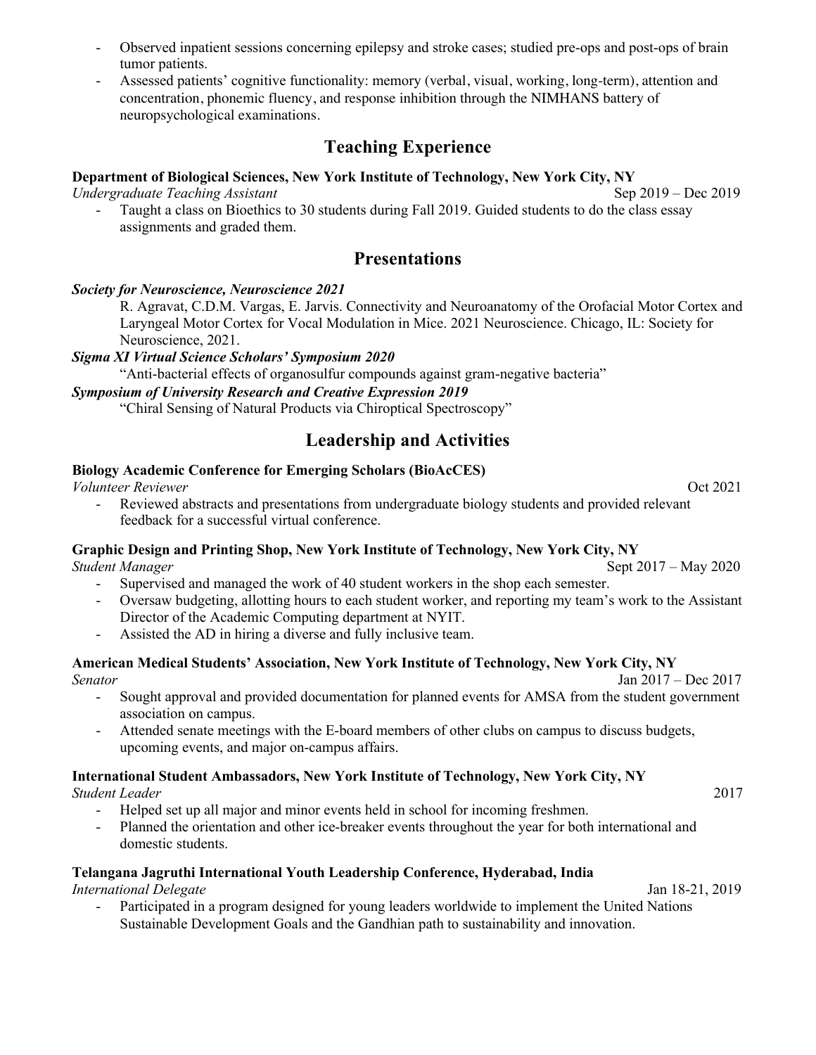- Observed inpatient sessions concerning epilepsy and stroke cases; studied pre-ops and post-ops of brain tumor patients.
- Assessed patients' cognitive functionality: memory (verbal, visual, working, long-term), attention and concentration, phonemic fluency, and response inhibition through the NIMHANS battery of neuropsychological examinations.

## Teaching Experience

**Department of Biological Sciences, New York Institute of Technology, New York City, NY**
*Undergraduate Teaching Assistant* — Sep 2019 – Dec 2019

- Taught a class on Bioethics to 30 students during Fall 2019. Guided students to do the class essay assignments and graded them.

## Presentations

***Society for Neuroscience, Neuroscience 2021***

R. Agravat, C.D.M. Vargas, E. Jarvis. Connectivity and Neuroanatomy of the Orofacial Motor Cortex and Laryngeal Motor Cortex for Vocal Modulation in Mice. 2021 Neuroscience. Chicago, IL: Society for Neuroscience, 2021.

***Sigma XI Virtual Science Scholars' Symposium 2020***

"Anti-bacterial effects of organosulfur compounds against gram-negative bacteria"

***Symposium of University Research and Creative Expression 2019***

"Chiral Sensing of Natural Products via Chiroptical Spectroscopy"

## Leadership and Activities

**Biology Academic Conference for Emerging Scholars (BioAcCES)**
*Volunteer Reviewer* — Oct 2021

- Reviewed abstracts and presentations from undergraduate biology students and provided relevant feedback for a successful virtual conference.

**Graphic Design and Printing Shop, New York Institute of Technology, New York City, NY**
*Student Manager* — Sept 2017 – May 2020

- Supervised and managed the work of 40 student workers in the shop each semester.
- Oversaw budgeting, allotting hours to each student worker, and reporting my team's work to the Assistant Director of the Academic Computing department at NYIT.
- Assisted the AD in hiring a diverse and fully inclusive team.

**American Medical Students' Association, New York Institute of Technology, New York City, NY**
*Senator* — Jan 2017 – Dec 2017

- Sought approval and provided documentation for planned events for AMSA from the student government association on campus.
- Attended senate meetings with the E-board members of other clubs on campus to discuss budgets, upcoming events, and major on-campus affairs.

**International Student Ambassadors, New York Institute of Technology, New York City, NY**
*Student Leader* — 2017

- Helped set up all major and minor events held in school for incoming freshmen.
- Planned the orientation and other ice-breaker events throughout the year for both international and domestic students.

**Telangana Jagruthi International Youth Leadership Conference, Hyderabad, India**
*International Delegate* — Jan 18-21, 2019

- Participated in a program designed for young leaders worldwide to implement the United Nations Sustainable Development Goals and the Gandhian path to sustainability and innovation.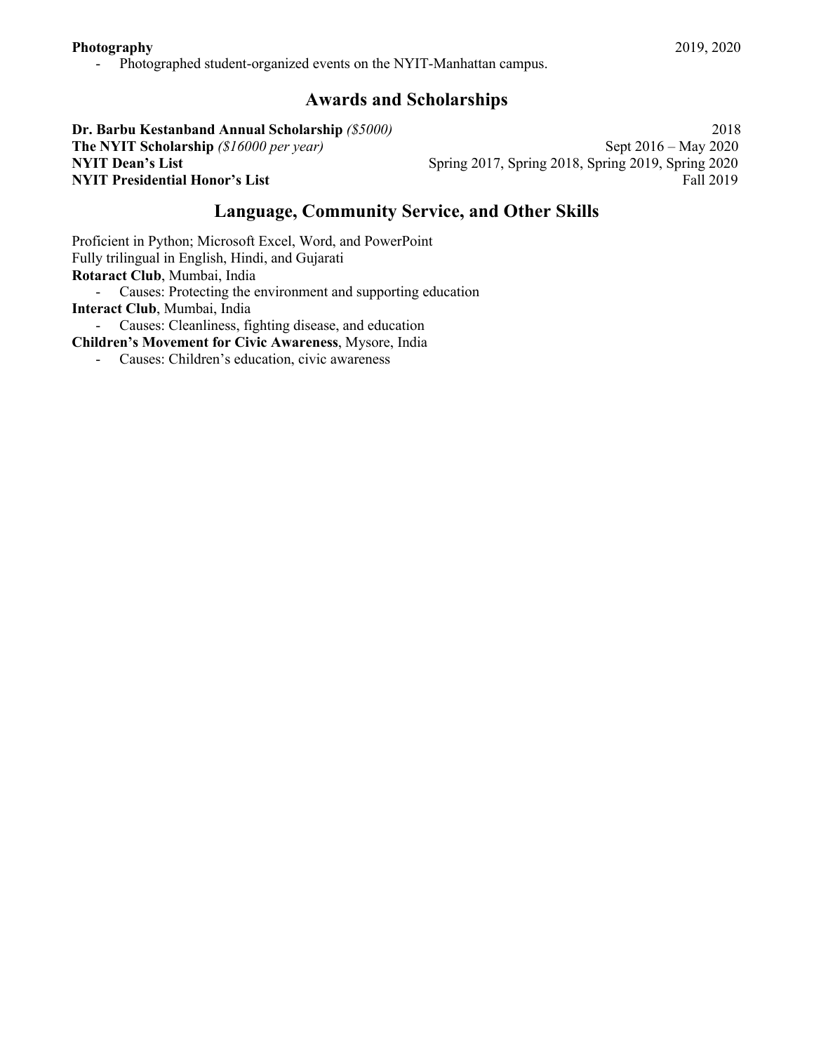**Photography** 2019, 2020

- Photographed student-organized events on the NYIT-Manhattan campus.

## Awards and Scholarships

**Dr. Barbu Kestanband Annual Scholarship** *($5000)* 2018
**The NYIT Scholarship** *($16000 per year)* Sept 2016 – May 2020
**NYIT Dean's List** Spring 2017, Spring 2018, Spring 2019, Spring 2020
**NYIT Presidential Honor's List** Fall 2019

## Language, Community Service, and Other Skills

Proficient in Python; Microsoft Excel, Word, and PowerPoint
Fully trilingual in English, Hindi, and Gujarati
**Rotaract Club**, Mumbai, India

- Causes: Protecting the environment and supporting education

**Interact Club**, Mumbai, India

- Causes: Cleanliness, fighting disease, and education

**Children's Movement for Civic Awareness**, Mysore, India

- Causes: Children's education, civic awareness